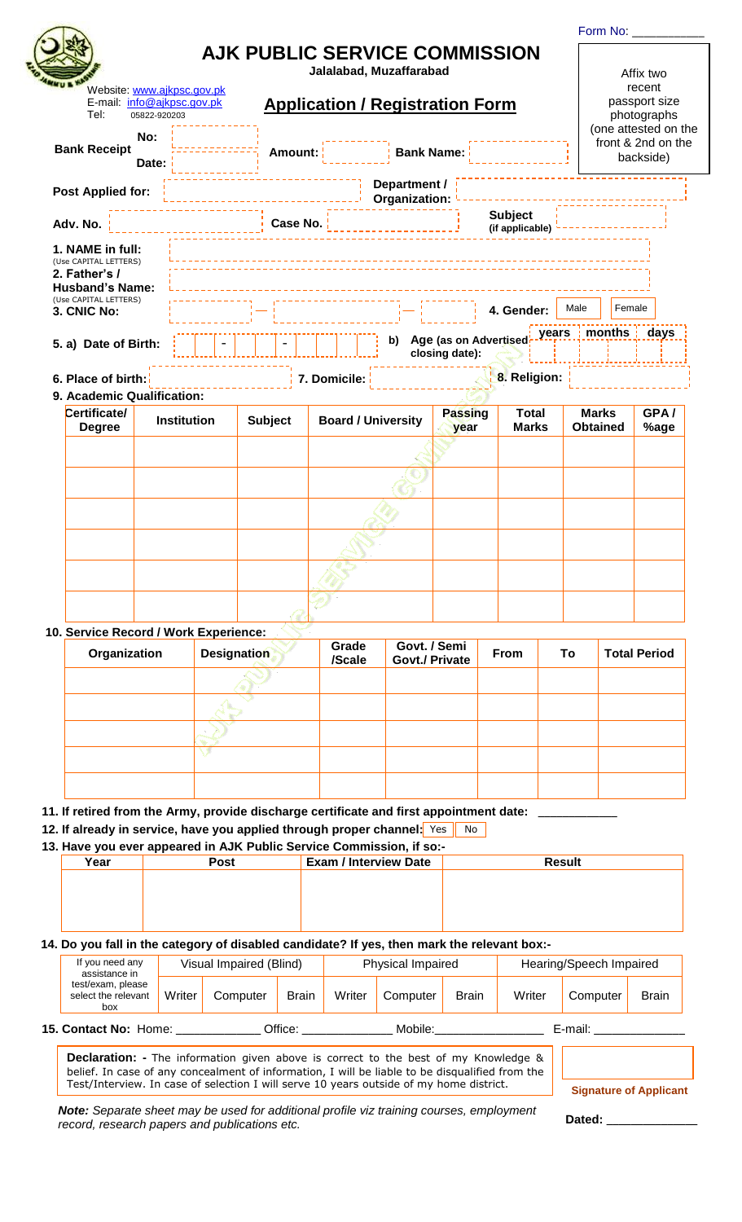Form No: ___________

# AJK PUBLIC SERVICE COMMISSION

**Jalalabad, Muzaffarabad**

Website: www.ajkpsc.gov.pk
E-mail: info@ajkpsc.gov.pk
Tel: 05822-920203

## Application / Registration Form

Affix two recent passport size photographs (one attested on the front & 2nd on the backside)

**Bank Receipt** **No:** ________ **Date:** ________ **Amount:** ________ **Bank Name:** ________

**Post Applied for:** ________ **Department / Organization:** ________

**Adv. No.** ________ **Case No.** ________ **Subject (if applicable)** ________

**1. NAME in full:** (Use CAPITAL LETTERS) ________

**2. Father's / Husband's Name:** (Use CAPITAL LETTERS) ________

**3. CNIC No:** ________ - ________ - ________ **4. Gender:** Male Female

**5. a) Date of Birth:** ___ - ___ - ___ **b) Age (as on Advertised closing date):** years ___ months ___ days ___

**6. Place of birth:** ________ **7. Domicile:** ________ **8. Religion:** ________

**9. Academic Qualification:**

| Certificate/ Degree | Institution | Subject | Board / University | Passing year | Total Marks | Marks Obtained | GPA / %age |
|---|---|---|---|---|---|---|---|
| | | | | | | | |
| | | | | | | | |
| | | | | | | | |
| | | | | | | | |
| | | | | | | | |
| | | | | | | | |

**10. Service Record / Work Experience:**

| Organization | Designation | Grade /Scale | Govt. / Semi Govt./ Private | From | To | Total Period |
|---|---|---|---|---|---|---|
| | | | | | | |
| | | | | | | |
| | | | | | | |
| | | | | | | |
| | | | | | | |

**11. If retired from the Army, provide discharge certificate and first appointment date:** ___________

**12. If already in service, have you applied through proper channel:** Yes No

**13. Have you ever appeared in AJK Public Service Commission, if so:-**

| Year | Post | Exam / Interview Date | Result |
|---|---|---|---|
| | | | |

**14. Do you fall in the category of disabled candidate? If yes, then mark the relevant box:-**

| If you need any assistance in test/exam, please select the relevant box | Visual Impaired (Blind) | | | Physical Impaired | | | Hearing/Speech Impaired | | |
|---|---|---|---|---|---|---|---|---|---|
| | Writer | Computer | Brain | Writer | Computer | Brain | Writer | Computer | Brain |

**15. Contact No:** Home: ____________ Office: _____________ Mobile:________________ E-mail: _____________

**Declaration: -** The information given above is correct to the best of my Knowledge & belief. In case of any concealment of information, I will be liable to be disqualified from the Test/Interview. In case of selection I will serve 10 years outside of my home district.

**Signature of Applicant**

*Note: Separate sheet may be used for additional profile viz training courses, employment record, research papers and publications etc.*

**Dated:** _____________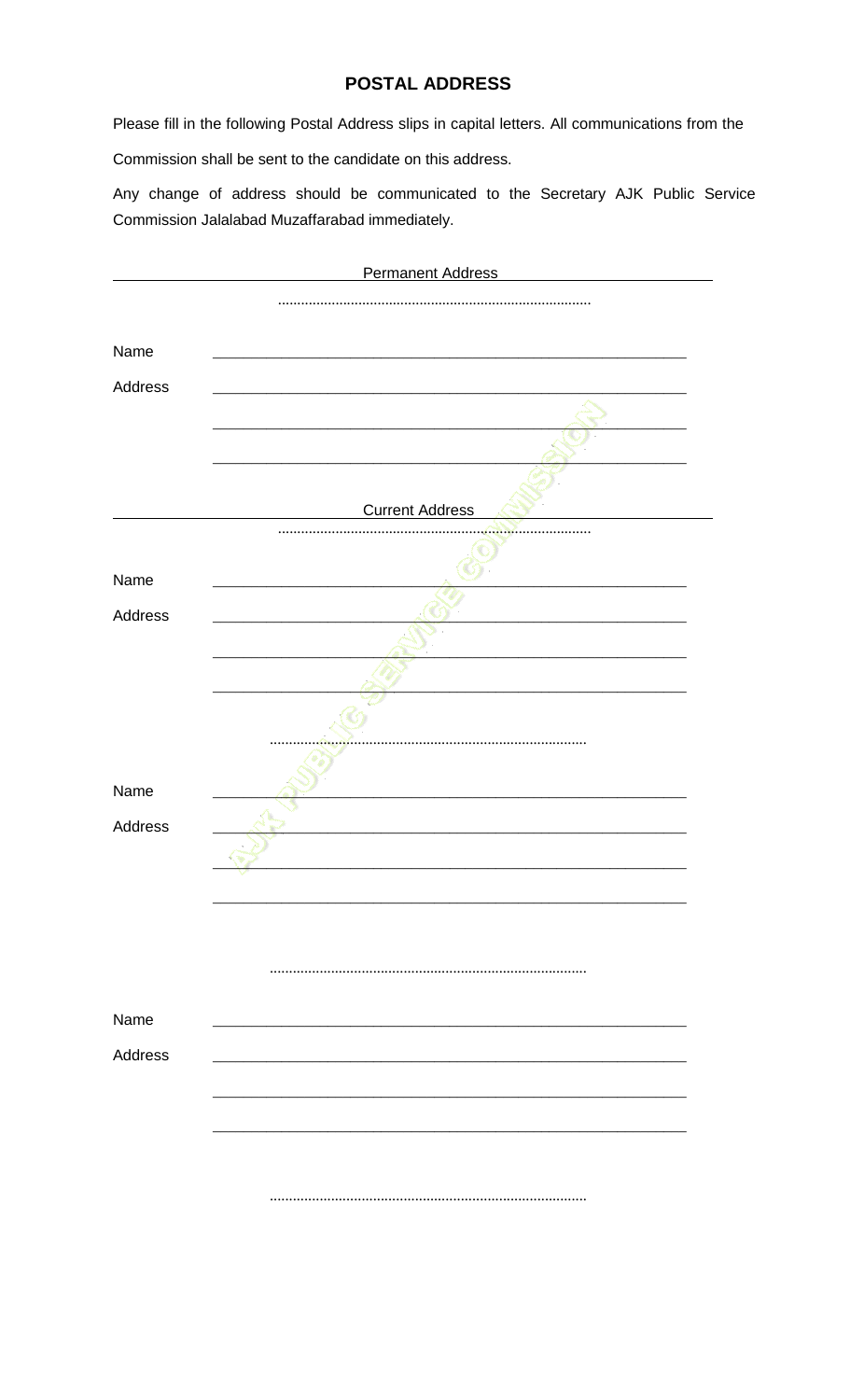# POSTAL ADDRESS

Please fill in the following Postal Address slips in capital letters. All communications from the Commission shall be sent to the candidate on this address.

Any change of address should be communicated to the Secretary AJK Public Service Commission Jalalabad Muzaffarabad immediately.

Permanent Address

................................................................................

Name \_\_\_\_\_\_\_\_\_\_\_\_\_\_\_\_\_\_\_\_\_\_\_\_\_\_\_\_\_\_\_\_\_\_\_\_\_\_\_\_\_\_\_\_\_\_\_\_\_\_\_\_\_\_\_\_

Address \_\_\_\_\_\_\_\_\_\_\_\_\_\_\_\_\_\_\_\_\_\_\_\_\_\_\_\_\_\_\_\_\_\_\_\_\_\_\_\_\_\_\_\_\_\_\_\_\_\_\_\_\_\_\_\_

\_\_\_\_\_\_\_\_\_\_\_\_\_\_\_\_\_\_\_\_\_\_\_\_\_\_\_\_\_\_\_\_\_\_\_\_\_\_\_\_\_\_\_\_\_\_\_\_\_\_\_\_\_\_\_\_

\_\_\_\_\_\_\_\_\_\_\_\_\_\_\_\_\_\_\_\_\_\_\_\_\_\_\_\_\_\_\_\_\_\_\_\_\_\_\_\_\_\_\_\_\_\_\_\_\_\_\_\_\_\_\_\_

Current Address

................................................................................

Name \_\_\_\_\_\_\_\_\_\_\_\_\_\_\_\_\_\_\_\_\_\_\_\_\_\_\_\_\_\_\_\_\_\_\_\_\_\_\_\_\_\_\_\_\_\_\_\_\_\_\_\_\_\_\_\_

Address \_\_\_\_\_\_\_\_\_\_\_\_\_\_\_\_\_\_\_\_\_\_\_\_\_\_\_\_\_\_\_\_\_\_\_\_\_\_\_\_\_\_\_\_\_\_\_\_\_\_\_\_\_\_\_\_

\_\_\_\_\_\_\_\_\_\_\_\_\_\_\_\_\_\_\_\_\_\_\_\_\_\_\_\_\_\_\_\_\_\_\_\_\_\_\_\_\_\_\_\_\_\_\_\_\_\_\_\_\_\_\_\_

\_\_\_\_\_\_\_\_\_\_\_\_\_\_\_\_\_\_\_\_\_\_\_\_\_\_\_\_\_\_\_\_\_\_\_\_\_\_\_\_\_\_\_\_\_\_\_\_\_\_\_\_\_\_\_\_

................................................................................

Name \_\_\_\_\_\_\_\_\_\_\_\_\_\_\_\_\_\_\_\_\_\_\_\_\_\_\_\_\_\_\_\_\_\_\_\_\_\_\_\_\_\_\_\_\_\_\_\_\_\_\_\_\_\_\_\_

Address \_\_\_\_\_\_\_\_\_\_\_\_\_\_\_\_\_\_\_\_\_\_\_\_\_\_\_\_\_\_\_\_\_\_\_\_\_\_\_\_\_\_\_\_\_\_\_\_\_\_\_\_\_\_\_\_

\_\_\_\_\_\_\_\_\_\_\_\_\_\_\_\_\_\_\_\_\_\_\_\_\_\_\_\_\_\_\_\_\_\_\_\_\_\_\_\_\_\_\_\_\_\_\_\_\_\_\_\_\_\_\_\_

\_\_\_\_\_\_\_\_\_\_\_\_\_\_\_\_\_\_\_\_\_\_\_\_\_\_\_\_\_\_\_\_\_\_\_\_\_\_\_\_\_\_\_\_\_\_\_\_\_\_\_\_\_\_\_\_

................................................................................

Name \_\_\_\_\_\_\_\_\_\_\_\_\_\_\_\_\_\_\_\_\_\_\_\_\_\_\_\_\_\_\_\_\_\_\_\_\_\_\_\_\_\_\_\_\_\_\_\_\_\_\_\_\_\_\_\_

Address \_\_\_\_\_\_\_\_\_\_\_\_\_\_\_\_\_\_\_\_\_\_\_\_\_\_\_\_\_\_\_\_\_\_\_\_\_\_\_\_\_\_\_\_\_\_\_\_\_\_\_\_\_\_\_\_

\_\_\_\_\_\_\_\_\_\_\_\_\_\_\_\_\_\_\_\_\_\_\_\_\_\_\_\_\_\_\_\_\_\_\_\_\_\_\_\_\_\_\_\_\_\_\_\_\_\_\_\_\_\_\_\_

\_\_\_\_\_\_\_\_\_\_\_\_\_\_\_\_\_\_\_\_\_\_\_\_\_\_\_\_\_\_\_\_\_\_\_\_\_\_\_\_\_\_\_\_\_\_\_\_\_\_\_\_\_\_\_\_

................................................................................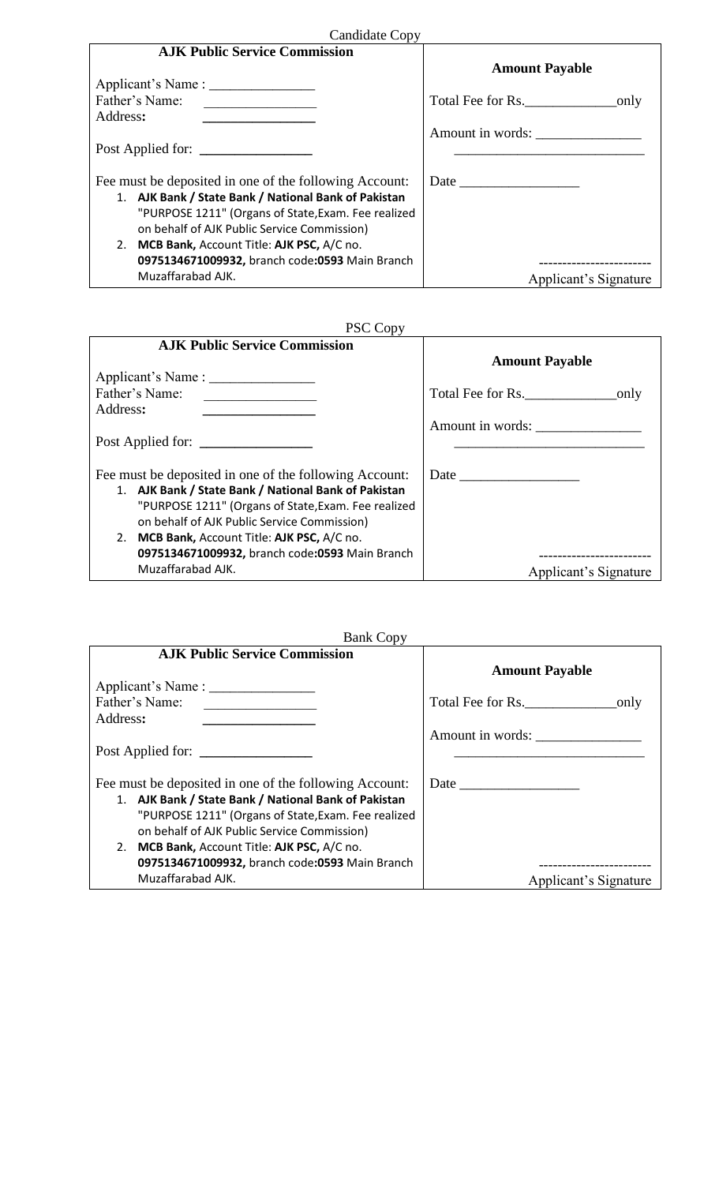Candidate Copy

| **AJK Public Service Commission** | **Amount Payable** |
|---|---|
| Applicant's Name : _______________ | |
| Father's Name: _______________ | Total Fee for Rs.____________only |
| Address: _______________ | |
| | Amount in words: _______________ |
| Post Applied for: _______________ | __________________________ |
| Fee must be deposited in one of the following Account: | Date _______________ |
| 1. **AJK Bank / State Bank / National Bank of Pakistan** "PURPOSE 1211" (Organs of State,Exam. Fee realized on behalf of AJK Public Service Commission) | |
| 2. **MCB Bank,** Account Title: **AJK PSC,** A/C no. **0975134671009932,** branch code**:0593** Main Branch Muzaffarabad AJK. | ------------------------ Applicant's Signature |

PSC Copy

| **AJK Public Service Commission** | **Amount Payable** |
|---|---|
| Applicant's Name : _______________ | |
| Father's Name: _______________ | Total Fee for Rs.____________only |
| Address: _______________ | |
| | Amount in words: _______________ |
| Post Applied for: _______________ | __________________________ |
| Fee must be deposited in one of the following Account: | Date _______________ |
| 1. **AJK Bank / State Bank / National Bank of Pakistan** "PURPOSE 1211" (Organs of State,Exam. Fee realized on behalf of AJK Public Service Commission) | |
| 2. **MCB Bank,** Account Title: **AJK PSC,** A/C no. **0975134671009932,** branch code**:0593** Main Branch Muzaffarabad AJK. | ------------------------ Applicant's Signature |

Bank Copy

| **AJK Public Service Commission** | **Amount Payable** |
|---|---|
| Applicant's Name : _______________ | |
| Father's Name: _______________ | Total Fee for Rs.____________only |
| Address: _______________ | |
| | Amount in words: _______________ |
| Post Applied for: _______________ | __________________________ |
| Fee must be deposited in one of the following Account: | Date _______________ |
| 1. **AJK Bank / State Bank / National Bank of Pakistan** "PURPOSE 1211" (Organs of State,Exam. Fee realized on behalf of AJK Public Service Commission) | |
| 2. **MCB Bank,** Account Title: **AJK PSC,** A/C no. **0975134671009932,** branch code**:0593** Main Branch Muzaffarabad AJK. | ------------------------ Applicant's Signature |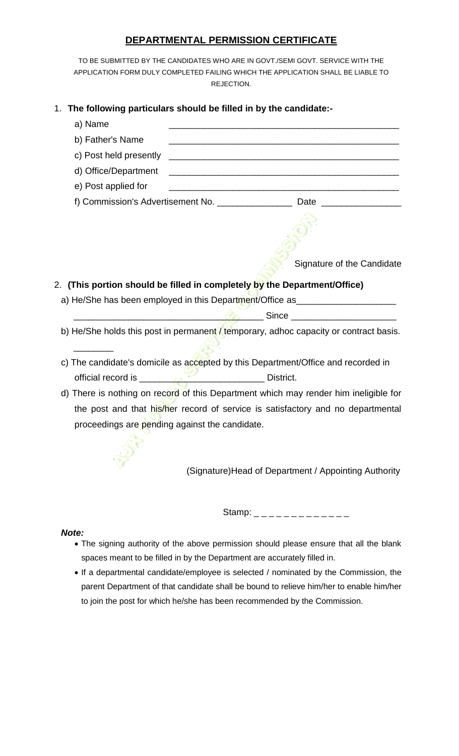# DEPARTMENTAL PERMISSION CERTIFICATE

TO BE SUBMITTED BY THE CANDIDATES WHO ARE IN GOVT./SEMI GOVT. SERVICE WITH THE APPLICATION FORM DULY COMPLETED FAILING WHICH THE APPLICATION SHALL BE LIABLE TO REJECTION.

1. **The following particulars should be filled in by the candidate:-**

   a) Name _______________________________________________

   b) Father's Name _______________________________________________

   c) Post held presently _______________________________________________

   d) Office/Department _______________________________________________

   e) Post applied for _______________________________________________

   f) Commission's Advertisement No. _______________ Date ________________

Signature of the Candidate

2. **(This portion should be filled in completely by the Department/Office)**

   a) He/She has been employed in this Department/Office as____________________ _____________________________________ Since _____________________

   b) He/She holds this post in permanent / temporary, adhoc capacity or contract basis. ________

   c) The candidate's domicile as accepted by this Department/Office and recorded in official record is _________________________ District.

   d) There is nothing on record of this Department which may render him ineligible for the post and that his/her record of service is satisfactory and no departmental proceedings are pending against the candidate.

(Signature)Head of Department / Appointing Authority

Stamp: _ _ _ _ _ _ _ _ _ _ _ _ _ _

***Note:***

- The signing authority of the above permission should please ensure that all the blank spaces meant to be filled in by the Department are accurately filled in.
- If a departmental candidate/employee is selected / nominated by the Commission, the parent Department of that candidate shall be bound to relieve him/her to enable him/her to join the post for which he/she has been recommended by the Commission.